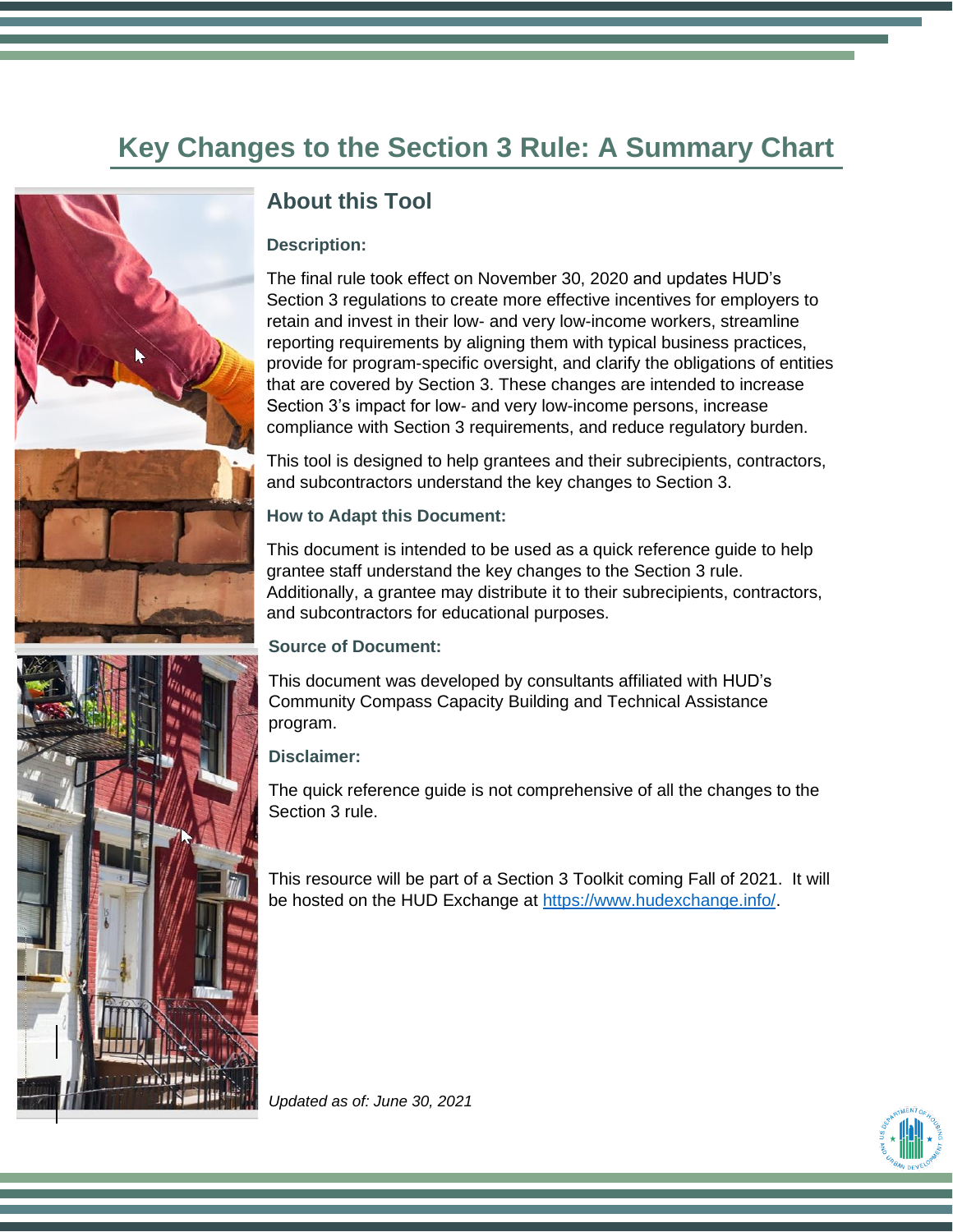# Key Changes to the Section 3 Rule: A Summary Chart

## About this Tool

### Description:

The final rule took effect on November 30, 2020 and updates HUD's Section 3 regulations to create more effective incentives for employers to retain and invest in their low- and very low-income workers, streamline reporting requirements by aligning them with typical business practices, provide for program-specific oversight, and clarify the obligations of entities that are covered by Section 3. These changes are intended to increase Section 3's impact for low- and very low-income persons, increase compliance with Section 3 requirements, and reduce regulatory burden.

This tool is designed to help grantees and their subrecipients, contractors, and subcontractors understand the key changes to Section 3.

### How to Adapt this Document:

This document is intended to be used as a quick reference guide to help grantee staff understand the key changes to the Section 3 rule. Additionally, a grantee may distribute it to their subrecipients, contractors, and subcontractors for educational purposes.

### Source of Document:

This document was developed by consultants affiliated with HUD's Community Compass Capacity Building and Technical Assistance program.

### Disclaimer:

The quick reference guide is not comprehensive of all the changes to the Section 3 rule.

This resource will be part of a Section 3 Toolkit coming Fall of 2021. It will be hosted on the HUD Exchange at [https://www.hudexchange.info/](https://www.hudexchange.info/).

*Updated as of: June 30, 2021*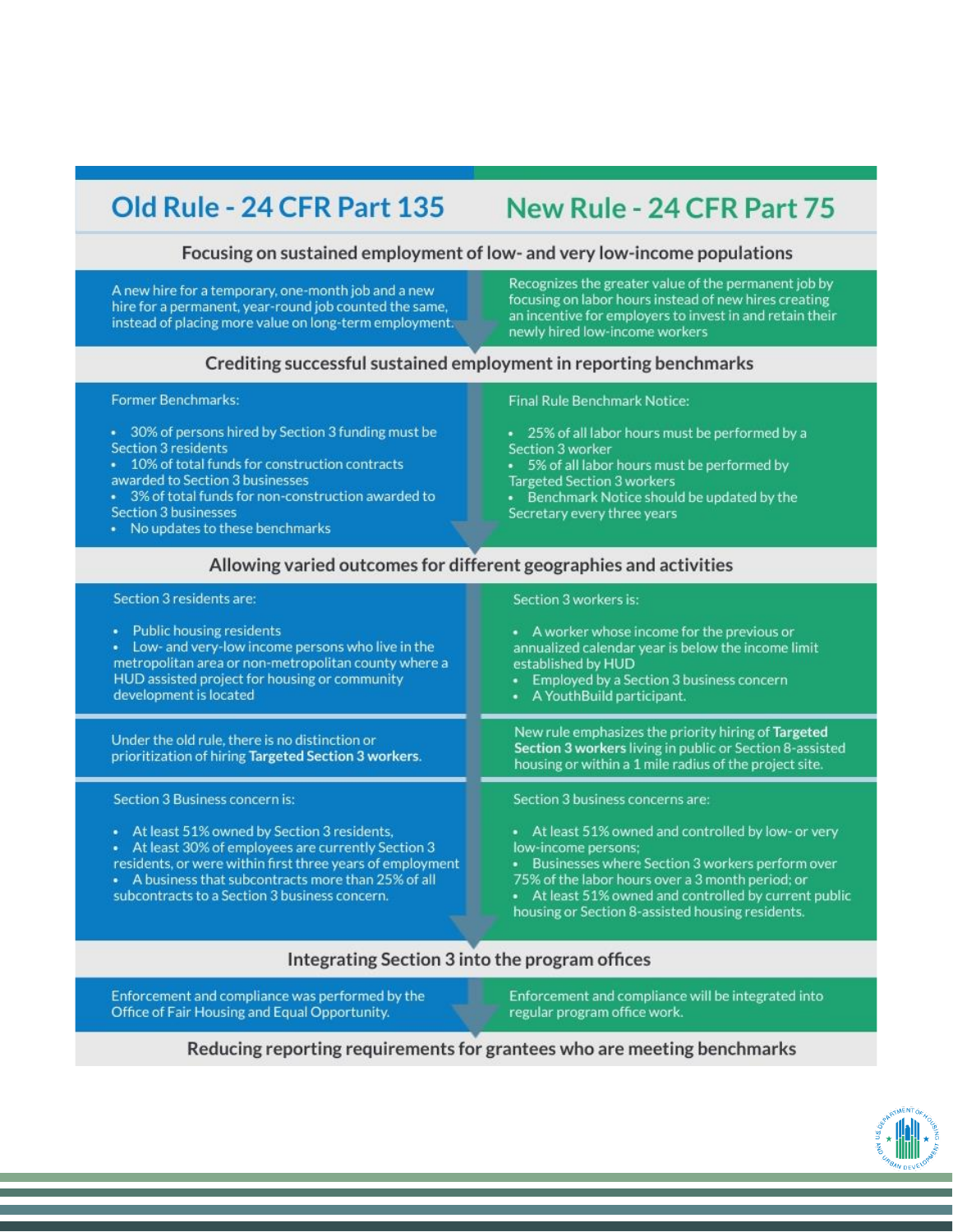| Old Rule - 24 CFR Part 135 | New Rule - 24 CFR Part 75 |
|---|---|
| **Focusing on sustained employment of low- and very low-income populations** | |
| A new hire for a temporary, one-month job and a new hire for a permanent, year-round job counted the same, instead of placing more value on long-term employment. | Recognizes the greater value of the permanent job by focusing on labor hours instead of new hires creating an incentive for employers to invest in and retain their newly hired low-income workers |
| **Crediting successful sustained employment in reporting benchmarks** | |
| Former Benchmarks:<br>• 30% of persons hired by Section 3 funding must be Section 3 residents<br>• 10% of total funds for construction contracts awarded to Section 3 businesses<br>• 3% of total funds for non-construction awarded to Section 3 businesses<br>• No updates to these benchmarks | Final Rule Benchmark Notice:<br>• 25% of all labor hours must be performed by a Section 3 worker<br>• 5% of all labor hours must be performed by Targeted Section 3 workers<br>• Benchmark Notice should be updated by the Secretary every three years |
| **Allowing varied outcomes for different geographies and activities** | |
| Section 3 residents are:<br>• Public housing residents<br>• Low- and very-low income persons who live in the metropolitan area or non-metropolitan county where a HUD assisted project for housing or community development is located | Section 3 workers is:<br>• A worker whose income for the previous or annualized calendar year is below the income limit established by HUD<br>• Employed by a Section 3 business concern<br>• A YouthBuild participant. |
| Under the old rule, there is no distinction or prioritization of hiring **Targeted Section 3 workers**. | New rule emphasizes the priority hiring of **Targeted Section 3 workers** living in public or Section 8-assisted housing or within a 1 mile radius of the project site. |
| Section 3 Business concern is:<br>• At least 51% owned by Section 3 residents,<br>• At least 30% of employees are currently Section 3 residents, or were within first three years of employment<br>• A business that subcontracts more than 25% of all subcontracts to a Section 3 business concern. | Section 3 business concerns are:<br>• At least 51% owned and controlled by low- or very low-income persons;<br>• Businesses where Section 3 workers perform over 75% of the labor hours over a 3 month period; or<br>• At least 51% owned and controlled by current public housing or Section 8-assisted housing residents. |
| **Integrating Section 3 into the program offices** | |
| Enforcement and compliance was performed by the Office of Fair Housing and Equal Opportunity. | Enforcement and compliance will be integrated into regular program office work. |
| **Reducing reporting requirements for grantees who are meeting benchmarks** | |